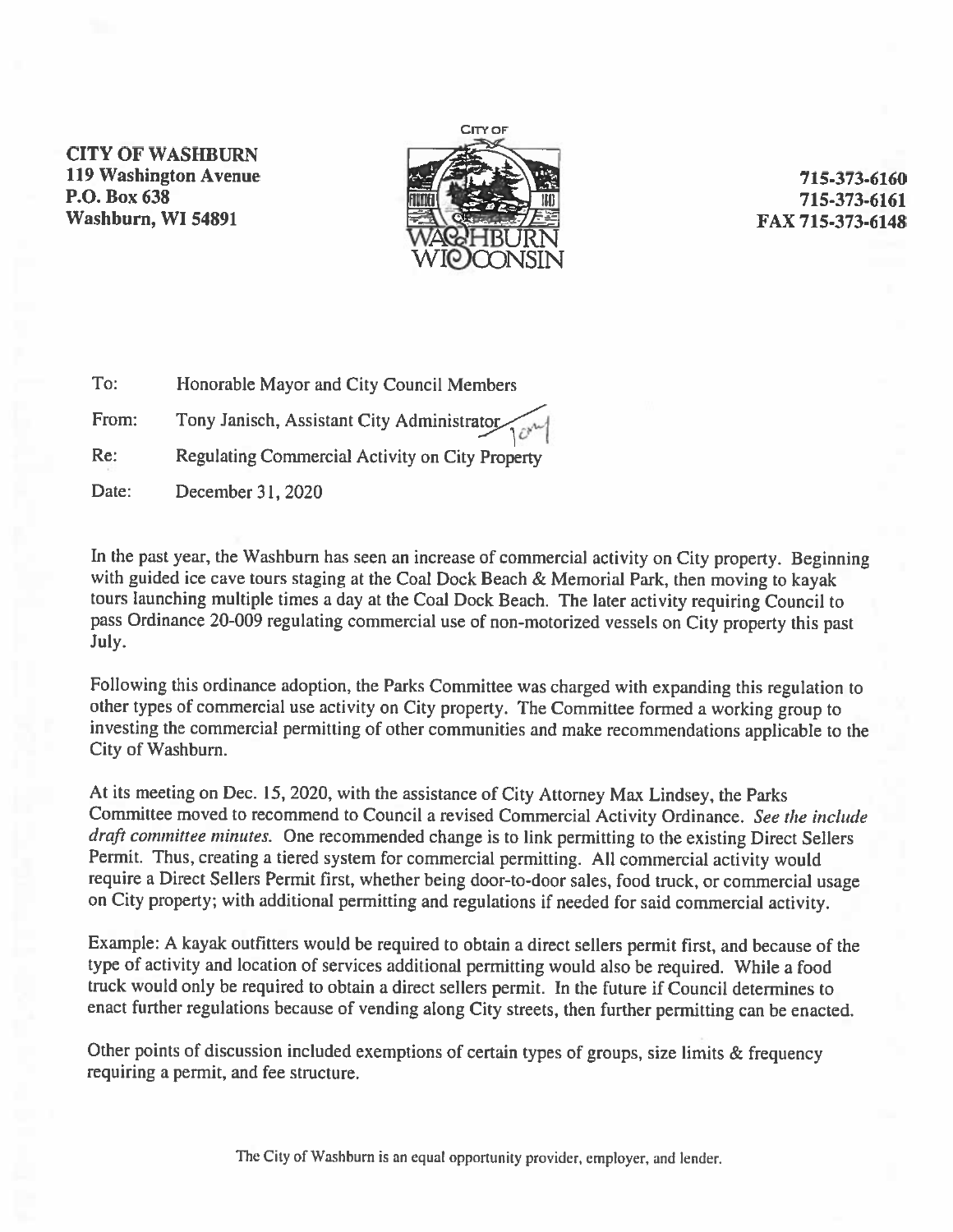**CITY OF WASHBURN**
**119 Washington Avenue**
**P.O. Box 638**
**Washburn, WI 54891**

**715-373-6160**
**715-373-6161**
**FAX 715-373-6148**

To: Honorable Mayor and City Council Members

From: Tony Janisch, Assistant City Administrator

Re: Regulating Commercial Activity on City Property

Date: December 31, 2020

In the past year, the Washburn has seen an increase of commercial activity on City property. Beginning with guided ice cave tours staging at the Coal Dock Beach & Memorial Park, then moving to kayak tours launching multiple times a day at the Coal Dock Beach. The later activity requiring Council to pass Ordinance 20-009 regulating commercial use of non-motorized vessels on City property this past July.

Following this ordinance adoption, the Parks Committee was charged with expanding this regulation to other types of commercial use activity on City property. The Committee formed a working group to investing the commercial permitting of other communities and make recommendations applicable to the City of Washburn.

At its meeting on Dec. 15, 2020, with the assistance of City Attorney Max Lindsey, the Parks Committee moved to recommend to Council a revised Commercial Activity Ordinance. *See the include draft committee minutes.* One recommended change is to link permitting to the existing Direct Sellers Permit. Thus, creating a tiered system for commercial permitting. All commercial activity would require a Direct Sellers Permit first, whether being door-to-door sales, food truck, or commercial usage on City property; with additional permitting and regulations if needed for said commercial activity.

Example: A kayak outfitters would be required to obtain a direct sellers permit first, and because of the type of activity and location of services additional permitting would also be required. While a food truck would only be required to obtain a direct sellers permit. In the future if Council determines to enact further regulations because of vending along City streets, then further permitting can be enacted.

Other points of discussion included exemptions of certain types of groups, size limits & frequency requiring a permit, and fee structure.

The City of Washburn is an equal opportunity provider, employer, and lender.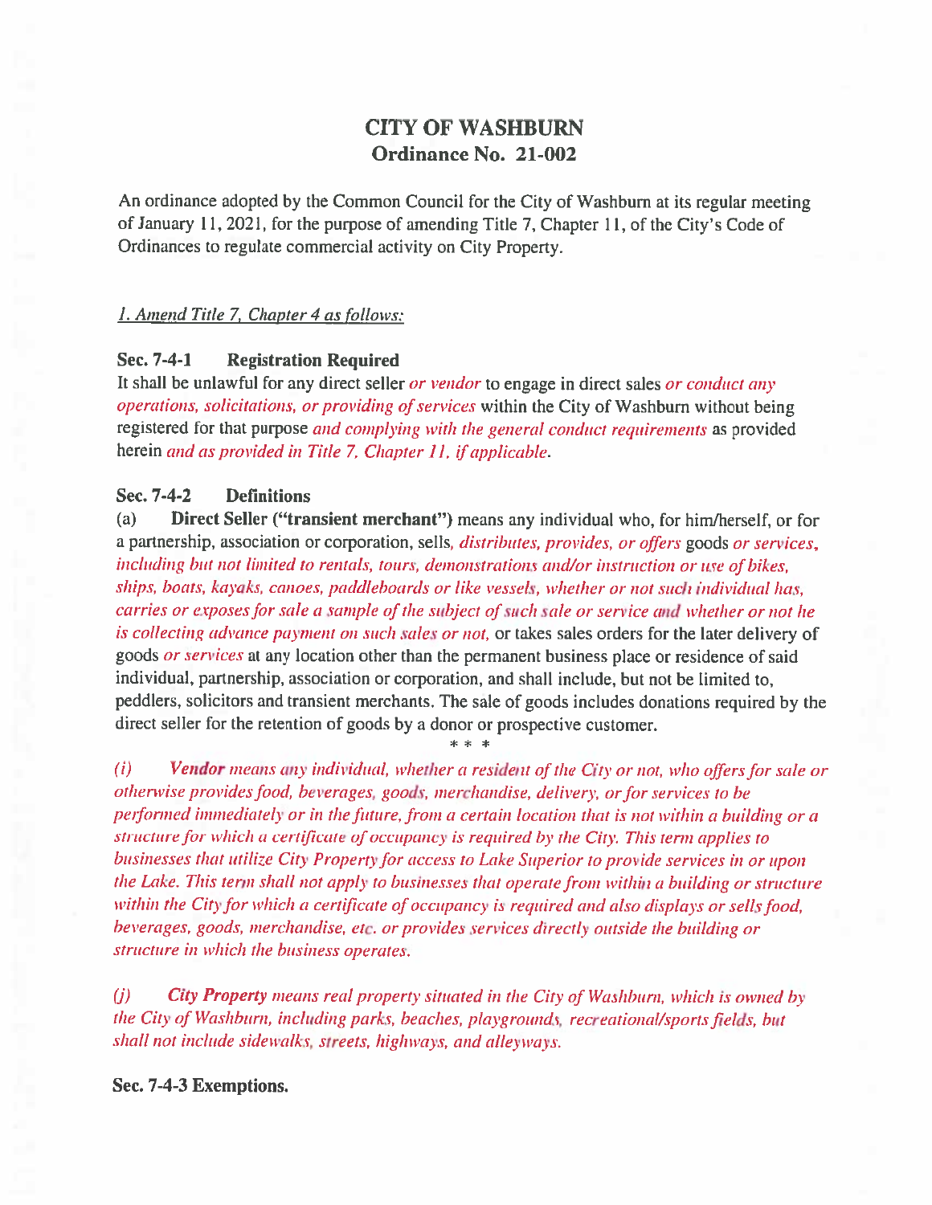# CITY OF WASHBURN
## Ordinance No. 21-002

An ordinance adopted by the Common Council for the City of Washburn at its regular meeting of January 11, 2021, for the purpose of amending Title 7, Chapter 11, of the City's Code of Ordinances to regulate commercial activity on City Property.

*1. Amend Title 7, Chapter 4 as follows:*

**Sec. 7-4-1 Registration Required**

It shall be unlawful for any direct seller *or vendor* to engage in direct sales *or conduct any operations, solicitations, or providing of services* within the City of Washburn without being registered for that purpose *and complying with the general conduct requirements* as provided herein *and as provided in Title 7, Chapter 11, if applicable.*

**Sec. 7-4-2 Definitions**

(a) **Direct Seller ("transient merchant")** means any individual who, for him/herself, or for a partnership, association or corporation, sells, *distributes, provides, or offers* goods *or services, including but not limited to rentals, tours, demonstrations and/or instruction or use of bikes, ships, boats, kayaks, canoes, paddleboards or like vessels, whether or not such individual has, carries or exposes for sale a sample of the subject of such sale or service and whether or not he is collecting advance payment on such sales or not,* or takes sales orders for the later delivery of goods *or services* at any location other than the permanent business place or residence of said individual, partnership, association or corporation, and shall include, but not be limited to, peddlers, solicitors and transient merchants. The sale of goods includes donations required by the direct seller for the retention of goods by a donor or prospective customer.

\* \* \*

*(i) **Vendor** means any individual, whether a resident of the City or not, who offers for sale or otherwise provides food, beverages, goods, merchandise, delivery, or for services to be performed immediately or in the future, from a certain location that is not within a building or a structure for which a certificate of occupancy is required by the City. This term applies to businesses that utilize City Property for access to Lake Superior to provide services in or upon the Lake. This term shall not apply to businesses that operate from within a building or structure within the City for which a certificate of occupancy is required and also displays or sells food, beverages, goods, merchandise, etc. or provides services directly outside the building or structure in which the business operates.*

*(j) **City Property** means real property situated in the City of Washburn, which is owned by the City of Washburn, including parks, beaches, playgrounds, recreational/sports fields, but shall not include sidewalks, streets, highways, and alleyways.*

**Sec. 7-4-3 Exemptions.**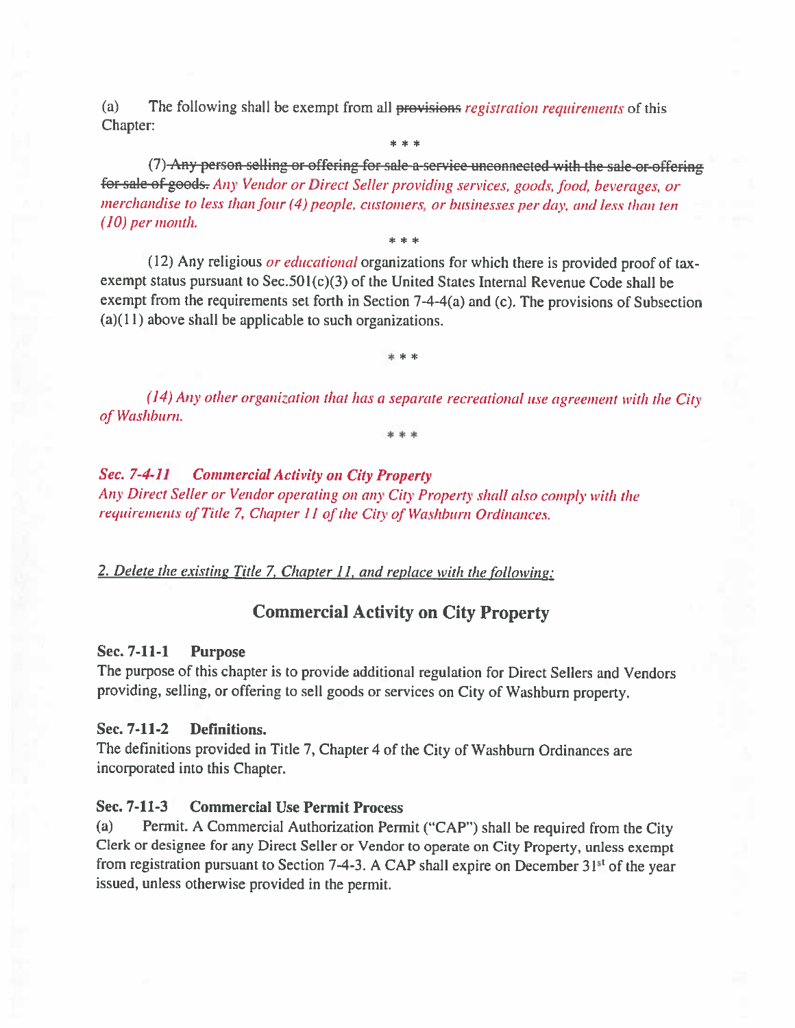(a) The following shall be exempt from all ~~provisions~~ *registration requirements* of this Chapter:

\* \* \*

(7) ~~Any person selling or offering for sale a service unconnected with the sale or offering for sale of goods.~~ *Any Vendor or Direct Seller providing services, goods, food, beverages, or merchandise to less than four (4) people, customers, or businesses per day, and less than ten (10) per month.*

\* \* \*

(12) Any religious *or educational* organizations for which there is provided proof of tax-exempt status pursuant to Sec.501(c)(3) of the United States Internal Revenue Code shall be exempt from the requirements set forth in Section 7-4-4(a) and (c). The provisions of Subsection (a)(11) above shall be applicable to such organizations.

\* \* \*

*(14) Any other organization that has a separate recreational use agreement with the City of Washburn.*

\* \* \*

***Sec. 7-4-11 Commercial Activity on City Property***

*Any Direct Seller or Vendor operating on any City Property shall also comply with the requirements of Title 7, Chapter 11 of the City of Washburn Ordinances.*

<u>*2. Delete the existing Title 7, Chapter 11, and replace with the following:*</u>

## Commercial Activity on City Property

**Sec. 7-11-1 Purpose**

The purpose of this chapter is to provide additional regulation for Direct Sellers and Vendors providing, selling, or offering to sell goods or services on City of Washburn property.

**Sec. 7-11-2 Definitions.**

The definitions provided in Title 7, Chapter 4 of the City of Washburn Ordinances are incorporated into this Chapter.

**Sec. 7-11-3 Commercial Use Permit Process**

(a) Permit. A Commercial Authorization Permit ("CAP") shall be required from the City Clerk or designee for any Direct Seller or Vendor to operate on City Property, unless exempt from registration pursuant to Section 7-4-3. A CAP shall expire on December 31st of the year issued, unless otherwise provided in the permit.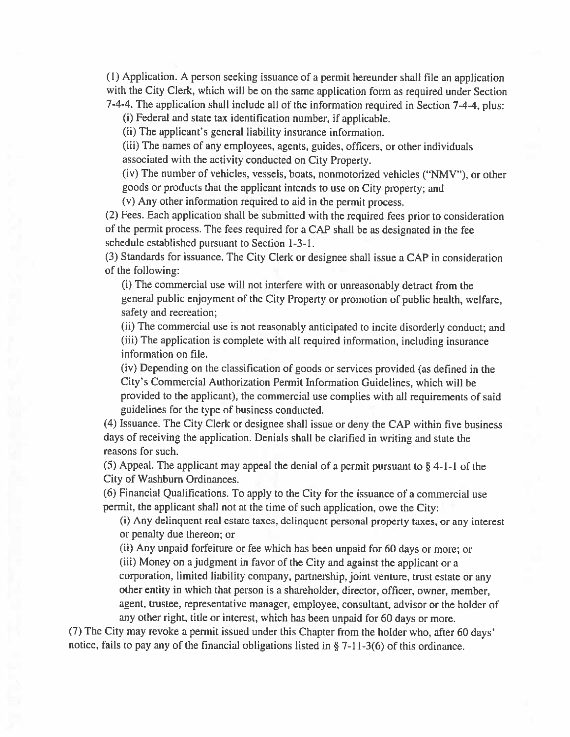(1) Application. A person seeking issuance of a permit hereunder shall file an application with the City Clerk, which will be on the same application form as required under Section 7-4-4. The application shall include all of the information required in Section 7-4-4, plus:

(i) Federal and state tax identification number, if applicable.

(ii) The applicant's general liability insurance information.

(iii) The names of any employees, agents, guides, officers, or other individuals associated with the activity conducted on City Property.

(iv) The number of vehicles, vessels, boats, nonmotorized vehicles ("NMV"), or other goods or products that the applicant intends to use on City property; and

(v) Any other information required to aid in the permit process.

(2) Fees. Each application shall be submitted with the required fees prior to consideration of the permit process. The fees required for a CAP shall be as designated in the fee schedule established pursuant to Section 1-3-1.

(3) Standards for issuance. The City Clerk or designee shall issue a CAP in consideration of the following:

(i) The commercial use will not interfere with or unreasonably detract from the general public enjoyment of the City Property or promotion of public health, welfare, safety and recreation;

(ii) The commercial use is not reasonably anticipated to incite disorderly conduct; and

(iii) The application is complete with all required information, including insurance information on file.

(iv) Depending on the classification of goods or services provided (as defined in the City's Commercial Authorization Permit Information Guidelines, which will be provided to the applicant), the commercial use complies with all requirements of said guidelines for the type of business conducted.

(4) Issuance. The City Clerk or designee shall issue or deny the CAP within five business days of receiving the application. Denials shall be clarified in writing and state the reasons for such.

(5) Appeal. The applicant may appeal the denial of a permit pursuant to § 4-1-1 of the City of Washburn Ordinances.

(6) Financial Qualifications. To apply to the City for the issuance of a commercial use permit, the applicant shall not at the time of such application, owe the City:

(i) Any delinquent real estate taxes, delinquent personal property taxes, or any interest or penalty due thereon; or

(ii) Any unpaid forfeiture or fee which has been unpaid for 60 days or more; or

(iii) Money on a judgment in favor of the City and against the applicant or a corporation, limited liability company, partnership, joint venture, trust estate or any other entity in which that person is a shareholder, director, officer, owner, member, agent, trustee, representative manager, employee, consultant, advisor or the holder of any other right, title or interest, which has been unpaid for 60 days or more.

(7) The City may revoke a permit issued under this Chapter from the holder who, after 60 days' notice, fails to pay any of the financial obligations listed in § 7-11-3(6) of this ordinance.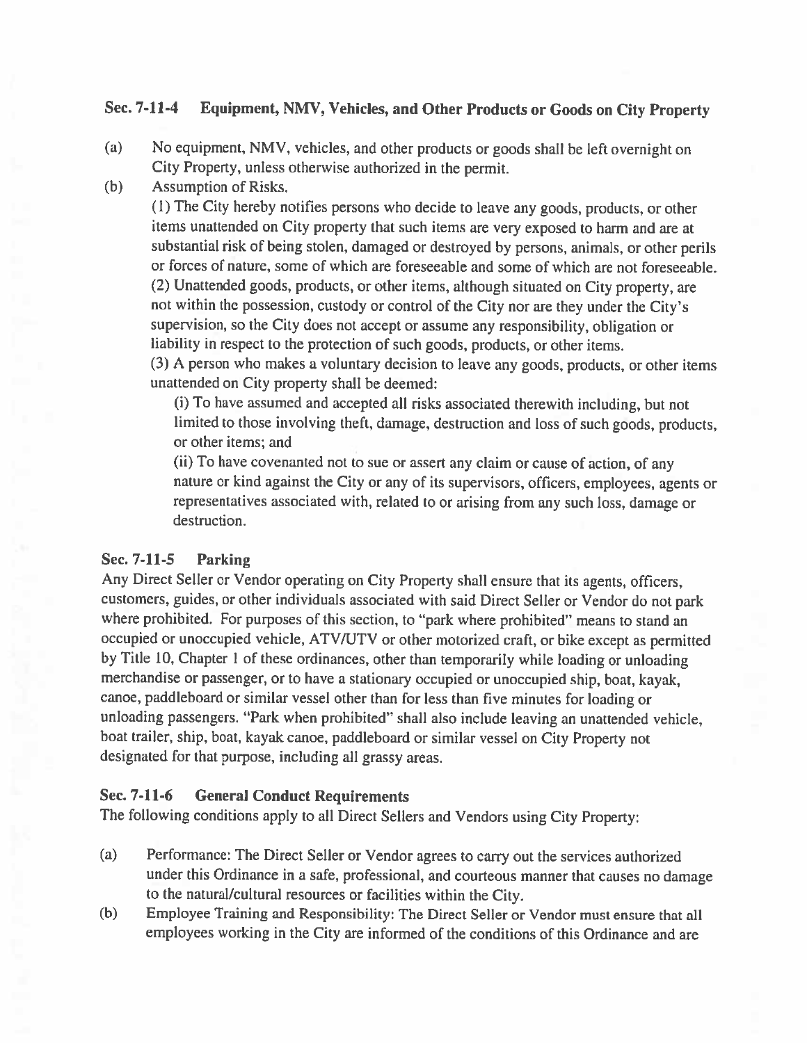### Sec. 7-11-4 Equipment, NMV, Vehicles, and Other Products or Goods on City Property

(a) No equipment, NMV, vehicles, and other products or goods shall be left overnight on City Property, unless otherwise authorized in the permit.

(b) Assumption of Risks.

(1) The City hereby notifies persons who decide to leave any goods, products, or other items unattended on City property that such items are very exposed to harm and are at substantial risk of being stolen, damaged or destroyed by persons, animals, or other perils or forces of nature, some of which are foreseeable and some of which are not foreseeable.

(2) Unattended goods, products, or other items, although situated on City property, are not within the possession, custody or control of the City nor are they under the City's supervision, so the City does not accept or assume any responsibility, obligation or liability in respect to the protection of such goods, products, or other items.

(3) A person who makes a voluntary decision to leave any goods, products, or other items unattended on City property shall be deemed:

(i) To have assumed and accepted all risks associated therewith including, but not limited to those involving theft, damage, destruction and loss of such goods, products, or other items; and

(ii) To have covenanted not to sue or assert any claim or cause of action, of any nature or kind against the City or any of its supervisors, officers, employees, agents or representatives associated with, related to or arising from any such loss, damage or destruction.

### Sec. 7-11-5 Parking

Any Direct Seller or Vendor operating on City Property shall ensure that its agents, officers, customers, guides, or other individuals associated with said Direct Seller or Vendor do not park where prohibited. For purposes of this section, to "park where prohibited" means to stand an occupied or unoccupied vehicle, ATV/UTV or other motorized craft, or bike except as permitted by Title 10, Chapter 1 of these ordinances, other than temporarily while loading or unloading merchandise or passenger, or to have a stationary occupied or unoccupied ship, boat, kayak, canoe, paddleboard or similar vessel other than for less than five minutes for loading or unloading passengers. "Park when prohibited" shall also include leaving an unattended vehicle, boat trailer, ship, boat, kayak canoe, paddleboard or similar vessel on City Property not designated for that purpose, including all grassy areas.

### Sec. 7-11-6 General Conduct Requirements

The following conditions apply to all Direct Sellers and Vendors using City Property:

(a) Performance: The Direct Seller or Vendor agrees to carry out the services authorized under this Ordinance in a safe, professional, and courteous manner that causes no damage to the natural/cultural resources or facilities within the City.

(b) Employee Training and Responsibility: The Direct Seller or Vendor must ensure that all employees working in the City are informed of the conditions of this Ordinance and are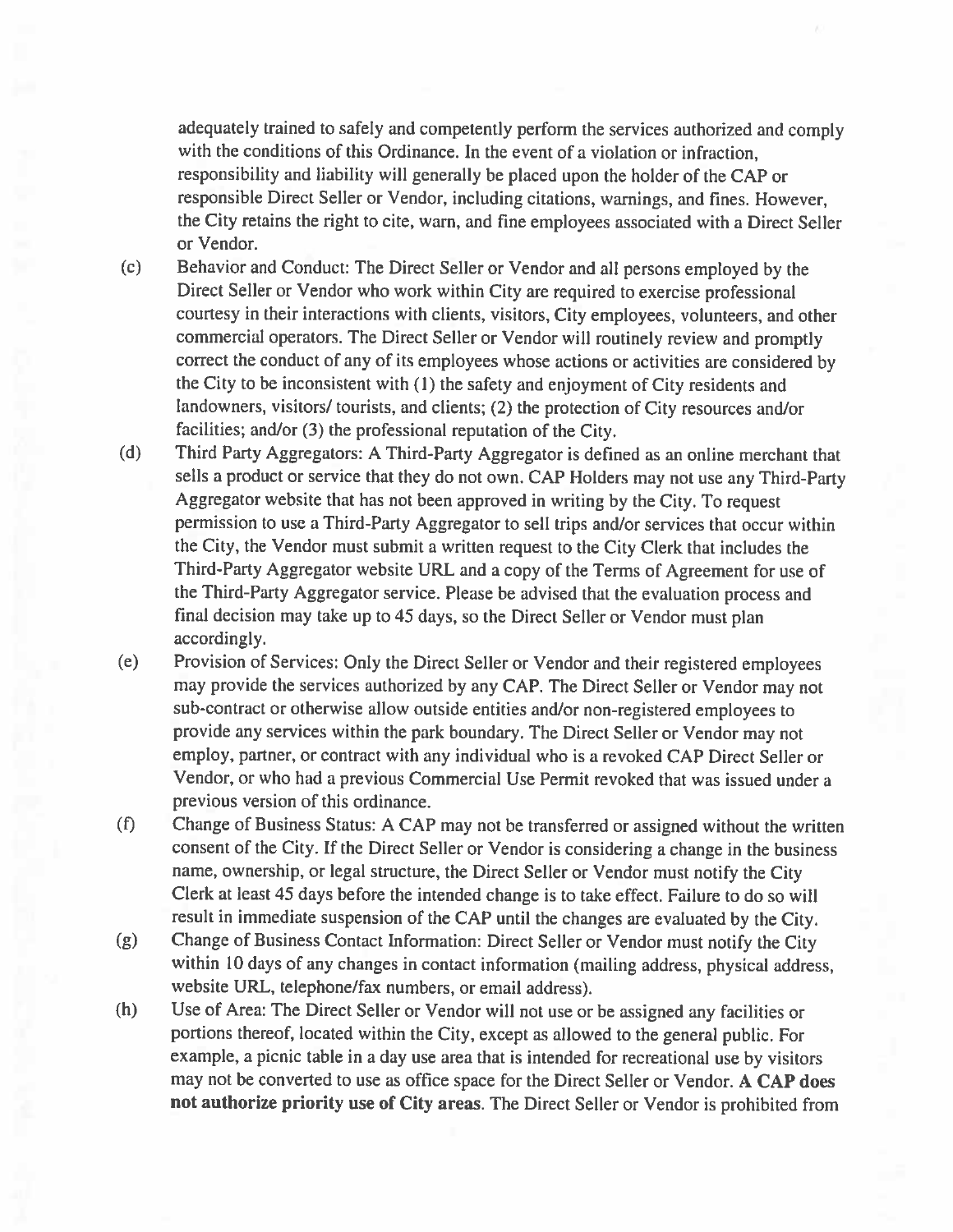adequately trained to safely and competently perform the services authorized and comply with the conditions of this Ordinance. In the event of a violation or infraction, responsibility and liability will generally be placed upon the holder of the CAP or responsible Direct Seller or Vendor, including citations, warnings, and fines. However, the City retains the right to cite, warn, and fine employees associated with a Direct Seller or Vendor.

(c) Behavior and Conduct: The Direct Seller or Vendor and all persons employed by the Direct Seller or Vendor who work within City are required to exercise professional courtesy in their interactions with clients, visitors, City employees, volunteers, and other commercial operators. The Direct Seller or Vendor will routinely review and promptly correct the conduct of any of its employees whose actions or activities are considered by the City to be inconsistent with (1) the safety and enjoyment of City residents and landowners, visitors/ tourists, and clients; (2) the protection of City resources and/or facilities; and/or (3) the professional reputation of the City.

(d) Third Party Aggregators: A Third-Party Aggregator is defined as an online merchant that sells a product or service that they do not own. CAP Holders may not use any Third-Party Aggregator website that has not been approved in writing by the City. To request permission to use a Third-Party Aggregator to sell trips and/or services that occur within the City, the Vendor must submit a written request to the City Clerk that includes the Third-Party Aggregator website URL and a copy of the Terms of Agreement for use of the Third-Party Aggregator service. Please be advised that the evaluation process and final decision may take up to 45 days, so the Direct Seller or Vendor must plan accordingly.

(e) Provision of Services: Only the Direct Seller or Vendor and their registered employees may provide the services authorized by any CAP. The Direct Seller or Vendor may not sub-contract or otherwise allow outside entities and/or non-registered employees to provide any services within the park boundary. The Direct Seller or Vendor may not employ, partner, or contract with any individual who is a revoked CAP Direct Seller or Vendor, or who had a previous Commercial Use Permit revoked that was issued under a previous version of this ordinance.

(f) Change of Business Status: A CAP may not be transferred or assigned without the written consent of the City. If the Direct Seller or Vendor is considering a change in the business name, ownership, or legal structure, the Direct Seller or Vendor must notify the City Clerk at least 45 days before the intended change is to take effect. Failure to do so will result in immediate suspension of the CAP until the changes are evaluated by the City.

(g) Change of Business Contact Information: Direct Seller or Vendor must notify the City within 10 days of any changes in contact information (mailing address, physical address, website URL, telephone/fax numbers, or email address).

(h) Use of Area: The Direct Seller or Vendor will not use or be assigned any facilities or portions thereof, located within the City, except as allowed to the general public. For example, a picnic table in a day use area that is intended for recreational use by visitors may not be converted to use as office space for the Direct Seller or Vendor. **A CAP does not authorize priority use of City areas**. The Direct Seller or Vendor is prohibited from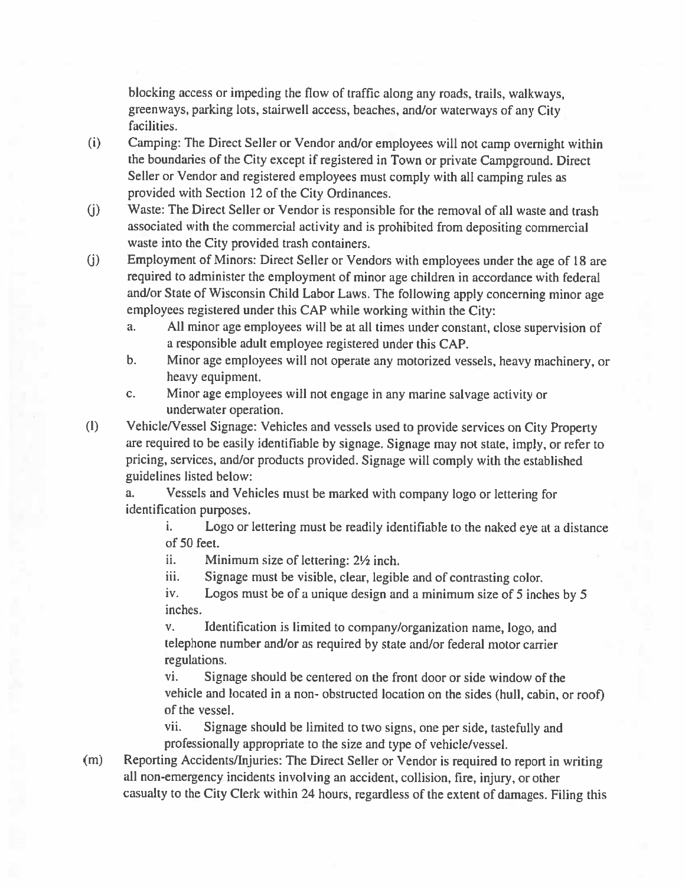blocking access or impeding the flow of traffic along any roads, trails, walkways, greenways, parking lots, stairwell access, beaches, and/or waterways of any City facilities.

(i) Camping: The Direct Seller or Vendor and/or employees will not camp overnight within the boundaries of the City except if registered in Town or private Campground. Direct Seller or Vendor and registered employees must comply with all camping rules as provided with Section 12 of the City Ordinances.

(j) Waste: The Direct Seller or Vendor is responsible for the removal of all waste and trash associated with the commercial activity and is prohibited from depositing commercial waste into the City provided trash containers.

(j) Employment of Minors: Direct Seller or Vendors with employees under the age of 18 are required to administer the employment of minor age children in accordance with federal and/or State of Wisconsin Child Labor Laws. The following apply concerning minor age employees registered under this CAP while working within the City:

  a. All minor age employees will be at all times under constant, close supervision of a responsible adult employee registered under this CAP.
  b. Minor age employees will not operate any motorized vessels, heavy machinery, or heavy equipment.
  c. Minor age employees will not engage in any marine salvage activity or underwater operation.

(l) Vehicle/Vessel Signage: Vehicles and vessels used to provide services on City Property are required to be easily identifiable by signage. Signage may not state, imply, or refer to pricing, services, and/or products provided. Signage will comply with the established guidelines listed below:

  a. Vessels and Vehicles must be marked with company logo or lettering for identification purposes.

    i. Logo or lettering must be readily identifiable to the naked eye at a distance of 50 feet.
    ii. Minimum size of lettering: 2½ inch.
    iii. Signage must be visible, clear, legible and of contrasting color.
    iv. Logos must be of a unique design and a minimum size of 5 inches by 5 inches.
    v. Identification is limited to company/organization name, logo, and telephone number and/or as required by state and/or federal motor carrier regulations.
    vi. Signage should be centered on the front door or side window of the vehicle and located in a non- obstructed location on the sides (hull, cabin, or roof) of the vessel.
    vii. Signage should be limited to two signs, one per side, tastefully and professionally appropriate to the size and type of vehicle/vessel.

(m) Reporting Accidents/Injuries: The Direct Seller or Vendor is required to report in writing all non-emergency incidents involving an accident, collision, fire, injury, or other casualty to the City Clerk within 24 hours, regardless of the extent of damages. Filing this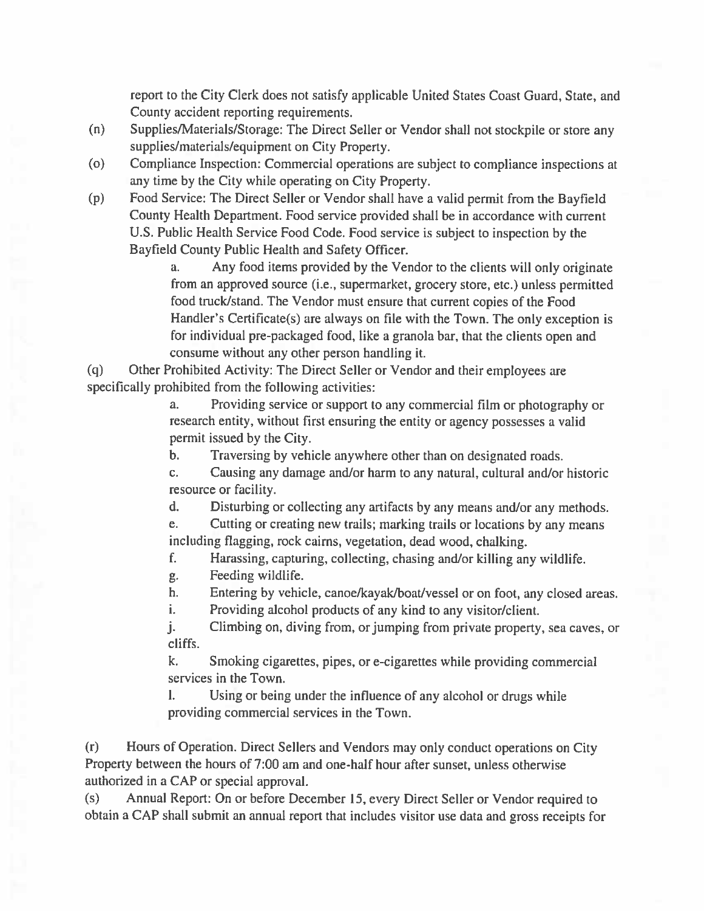report to the City Clerk does not satisfy applicable United States Coast Guard, State, and County accident reporting requirements.

(n) Supplies/Materials/Storage: The Direct Seller or Vendor shall not stockpile or store any supplies/materials/equipment on City Property.

(o) Compliance Inspection: Commercial operations are subject to compliance inspections at any time by the City while operating on City Property.

(p) Food Service: The Direct Seller or Vendor shall have a valid permit from the Bayfield County Health Department. Food service provided shall be in accordance with current U.S. Public Health Service Food Code. Food service is subject to inspection by the Bayfield County Public Health and Safety Officer.

> a. Any food items provided by the Vendor to the clients will only originate from an approved source (i.e., supermarket, grocery store, etc.) unless permitted food truck/stand. The Vendor must ensure that current copies of the Food Handler's Certificate(s) are always on file with the Town. The only exception is for individual pre-packaged food, like a granola bar, that the clients open and consume without any other person handling it.

(q) Other Prohibited Activity: The Direct Seller or Vendor and their employees are specifically prohibited from the following activities:

> a. Providing service or support to any commercial film or photography or research entity, without first ensuring the entity or agency possesses a valid permit issued by the City.
>
> b. Traversing by vehicle anywhere other than on designated roads.
>
> c. Causing any damage and/or harm to any natural, cultural and/or historic resource or facility.
>
> d. Disturbing or collecting any artifacts by any means and/or any methods.
>
> e. Cutting or creating new trails; marking trails or locations by any means including flagging, rock cairns, vegetation, dead wood, chalking.
>
> f. Harassing, capturing, collecting, chasing and/or killing any wildlife.
>
> g. Feeding wildlife.
>
> h. Entering by vehicle, canoe/kayak/boat/vessel or on foot, any closed areas.
>
> i. Providing alcohol products of any kind to any visitor/client.
>
> j. Climbing on, diving from, or jumping from private property, sea caves, or cliffs.
>
> k. Smoking cigarettes, pipes, or e-cigarettes while providing commercial services in the Town.
>
> l. Using or being under the influence of any alcohol or drugs while providing commercial services in the Town.

(r) Hours of Operation. Direct Sellers and Vendors may only conduct operations on City Property between the hours of 7:00 am and one-half hour after sunset, unless otherwise authorized in a CAP or special approval.

(s) Annual Report: On or before December 15, every Direct Seller or Vendor required to obtain a CAP shall submit an annual report that includes visitor use data and gross receipts for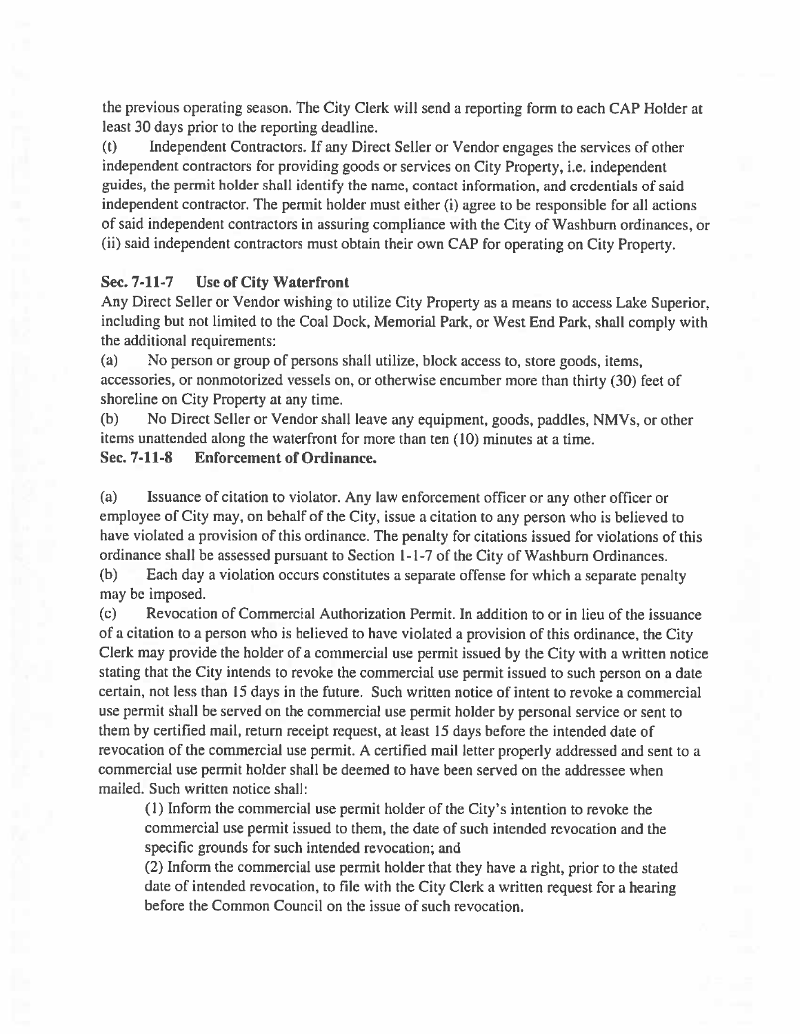the previous operating season. The City Clerk will send a reporting form to each CAP Holder at least 30 days prior to the reporting deadline.

(t) Independent Contractors. If any Direct Seller or Vendor engages the services of other independent contractors for providing goods or services on City Property, i.e. independent guides, the permit holder shall identify the name, contact information, and credentials of said independent contractor. The permit holder must either (i) agree to be responsible for all actions of said independent contractors in assuring compliance with the City of Washburn ordinances, or (ii) said independent contractors must obtain their own CAP for operating on City Property.

### Sec. 7-11-7 Use of City Waterfront

Any Direct Seller or Vendor wishing to utilize City Property as a means to access Lake Superior, including but not limited to the Coal Dock, Memorial Park, or West End Park, shall comply with the additional requirements:

(a) No person or group of persons shall utilize, block access to, store goods, items, accessories, or nonmotorized vessels on, or otherwise encumber more than thirty (30) feet of shoreline on City Property at any time.

(b) No Direct Seller or Vendor shall leave any equipment, goods, paddles, NMVs, or other items unattended along the waterfront for more than ten (10) minutes at a time.

### Sec. 7-11-8 Enforcement of Ordinance.

(a) Issuance of citation to violator. Any law enforcement officer or any other officer or employee of City may, on behalf of the City, issue a citation to any person who is believed to have violated a provision of this ordinance. The penalty for citations issued for violations of this ordinance shall be assessed pursuant to Section 1-1-7 of the City of Washburn Ordinances.

(b) Each day a violation occurs constitutes a separate offense for which a separate penalty may be imposed.

(c) Revocation of Commercial Authorization Permit. In addition to or in lieu of the issuance of a citation to a person who is believed to have violated a provision of this ordinance, the City Clerk may provide the holder of a commercial use permit issued by the City with a written notice stating that the City intends to revoke the commercial use permit issued to such person on a date certain, not less than 15 days in the future. Such written notice of intent to revoke a commercial use permit shall be served on the commercial use permit holder by personal service or sent to them by certified mail, return receipt request, at least 15 days before the intended date of revocation of the commercial use permit. A certified mail letter properly addressed and sent to a commercial use permit holder shall be deemed to have been served on the addressee when mailed. Such written notice shall:

(1) Inform the commercial use permit holder of the City's intention to revoke the commercial use permit issued to them, the date of such intended revocation and the specific grounds for such intended revocation; and

(2) Inform the commercial use permit holder that they have a right, prior to the stated date of intended revocation, to file with the City Clerk a written request for a hearing before the Common Council on the issue of such revocation.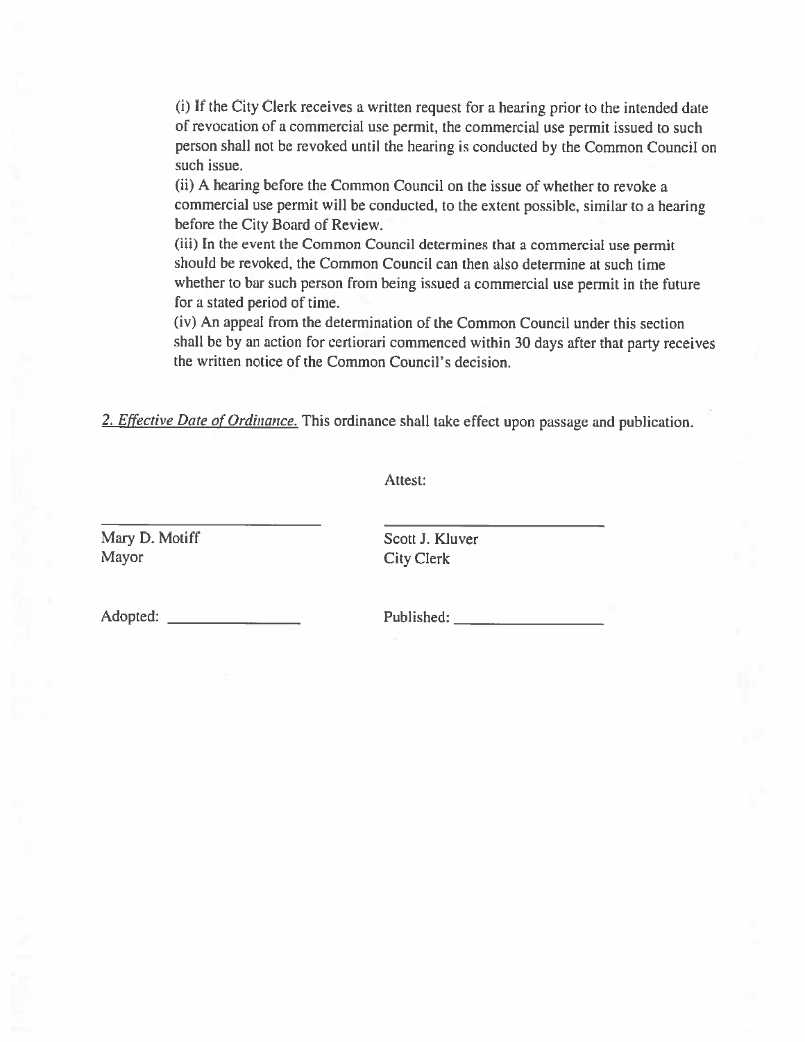(i) If the City Clerk receives a written request for a hearing prior to the intended date of revocation of a commercial use permit, the commercial use permit issued to such person shall not be revoked until the hearing is conducted by the Common Council on such issue.

(ii) A hearing before the Common Council on the issue of whether to revoke a commercial use permit will be conducted, to the extent possible, similar to a hearing before the City Board of Review.

(iii) In the event the Common Council determines that a commercial use permit should be revoked, the Common Council can then also determine at such time whether to bar such person from being issued a commercial use permit in the future for a stated period of time.

(iv) An appeal from the determination of the Common Council under this section shall be by an action for certiorari commenced within 30 days after that party receives the written notice of the Common Council's decision.

*2. Effective Date of Ordinance.* This ordinance shall take effect upon passage and publication.

Attest:

| | |
|---|---|
| \_\_\_\_\_\_\_\_\_\_\_\_\_\_\_\_\_\_\_\_\_\_\_\_ | \_\_\_\_\_\_\_\_\_\_\_\_\_\_\_\_\_\_\_\_\_\_\_\_ |
| Mary D. Motiff | Scott J. Kluver |
| Mayor | City Clerk |

Adopted: \_\_\_\_\_\_\_\_\_\_\_\_\_\_\_\_ Published: \_\_\_\_\_\_\_\_\_\_\_\_\_\_\_\_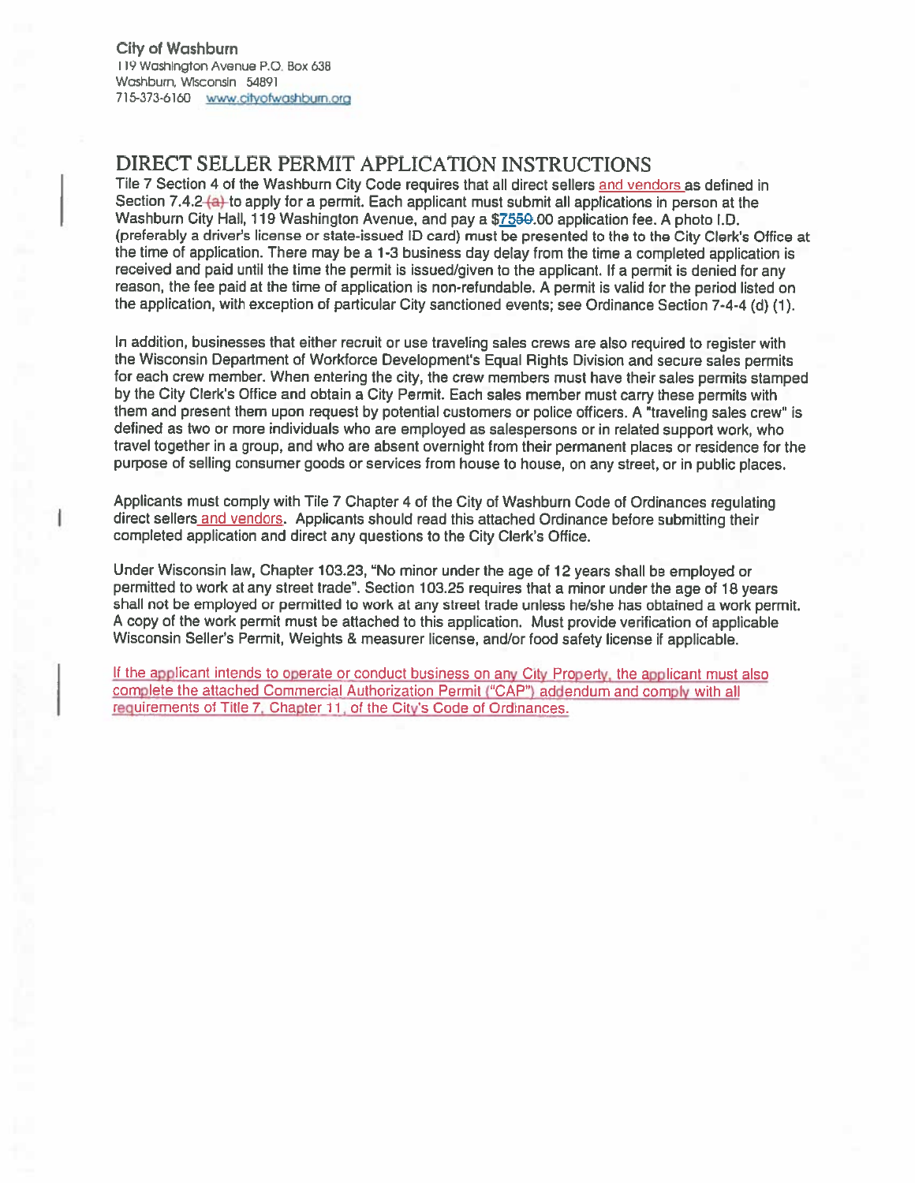City of Washburn
119 Washington Avenue P.O. Box 638
Washburn, Wisconsin 54891
715-373-6160 www.cityofwashburn.org

# DIRECT SELLER PERMIT APPLICATION INSTRUCTIONS

Tile 7 Section 4 of the Washburn City Code requires that all direct sellers and vendors as defined in Section 7.4.2 ~~(a)~~ to apply for a permit. Each applicant must submit all applications in person at the Washburn City Hall, 119 Washington Avenue, and pay a $75~~50~~.00 application fee. A photo I.D. (preferably a driver's license or state-issued ID card) must be presented to the to the City Clerk's Office at the time of application. There may be a 1-3 business day delay from the time a completed application is received and paid until the time the permit is issued/given to the applicant. If a permit is denied for any reason, the fee paid at the time of application is non-refundable. A permit is valid for the period listed on the application, with exception of particular City sanctioned events; see Ordinance Section 7-4-4 (d) (1).

In addition, businesses that either recruit or use traveling sales crews are also required to register with the Wisconsin Department of Workforce Development's Equal Rights Division and secure sales permits for each crew member. When entering the city, the crew members must have their sales permits stamped by the City Clerk's Office and obtain a City Permit. Each sales member must carry these permits with them and present them upon request by potential customers or police officers. A "traveling sales crew" is defined as two or more individuals who are employed as salespersons or in related support work, who travel together in a group, and who are absent overnight from their permanent places or residence for the purpose of selling consumer goods or services from house to house, on any street, or in public places.

Applicants must comply with Tile 7 Chapter 4 of the City of Washburn Code of Ordinances regulating direct sellers and vendors. Applicants should read this attached Ordinance before submitting their completed application and direct any questions to the City Clerk's Office.

Under Wisconsin law, Chapter 103.23, "No minor under the age of 12 years shall be employed or permitted to work at any street trade". Section 103.25 requires that a minor under the age of 18 years shall not be employed or permitted to work at any street trade unless he/she has obtained a work permit. A copy of the work permit must be attached to this application. Must provide verification of applicable Wisconsin Seller's Permit, Weights & measurer license, and/or food safety license if applicable.

If the applicant intends to operate or conduct business on any City Property, the applicant must also complete the attached Commercial Authorization Permit ("CAP") addendum and comply with all requirements of Title 7, Chapter 11, of the City's Code of Ordinances.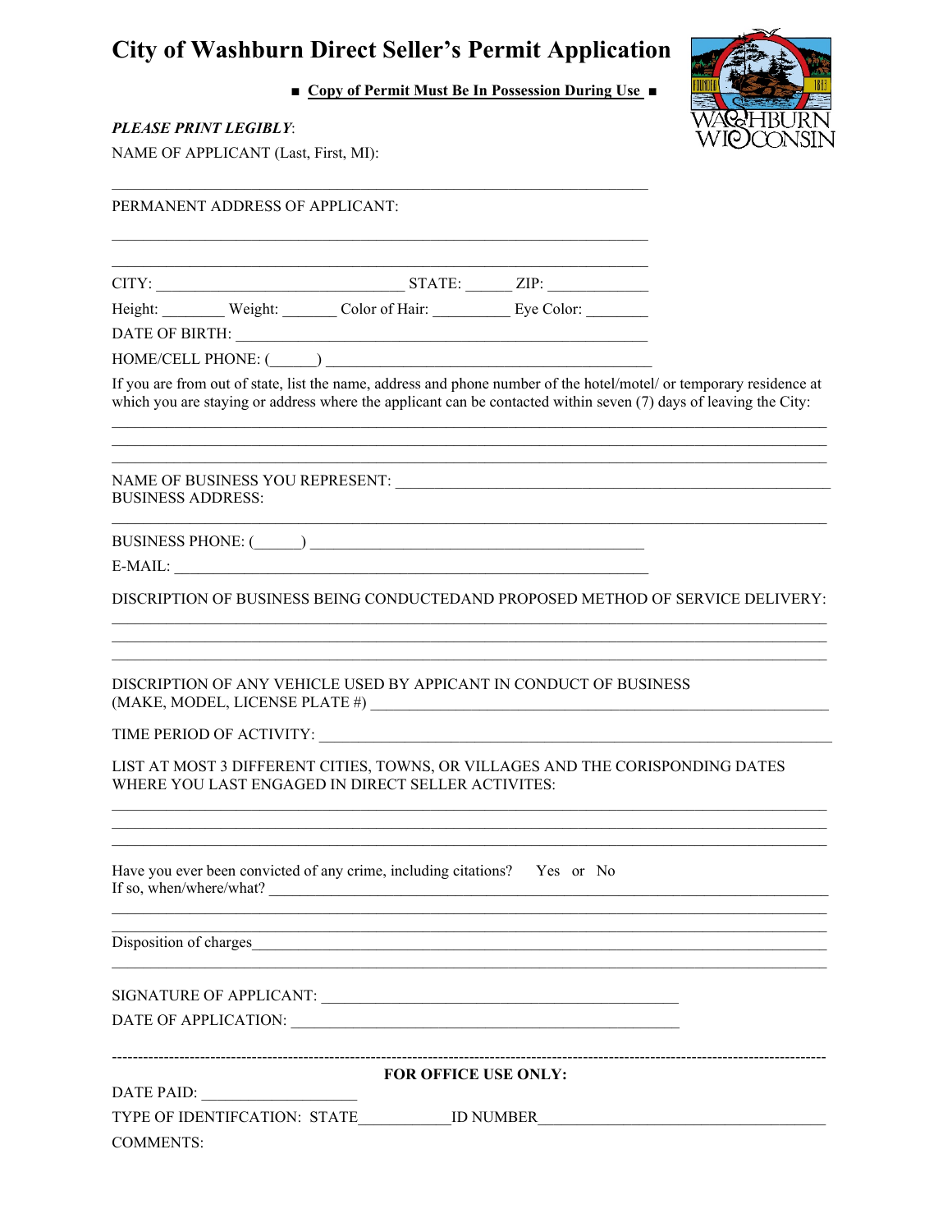# City of Washburn Direct Seller's Permit Application

■ **Copy of Permit Must Be In Possession During Use** ■

***PLEASE PRINT LEGIBLY***:

NAME OF APPLICANT (Last, First, MI):

_______________________________________________________________

PERMANENT ADDRESS OF APPLICANT:

_______________________________________________________________

_______________________________________________________________

CITY: ______________________________ STATE: ______ ZIP: ____________

Height: ________ Weight: _______ Color of Hair: __________ Eye Color: ________

DATE OF BIRTH: _______________________________________________

HOME/CELL PHONE: (______) _________________________________________

If you are from out of state, list the name, address and phone number of the hotel/motel/ or temporary residence at which you are staying or address where the applicant can be contacted within seven (7) days of leaving the City:

_______________________________________________________________

_______________________________________________________________

_______________________________________________________________

NAME OF BUSINESS YOU REPRESENT: _________________________________
BUSINESS ADDRESS:

_______________________________________________________________

BUSINESS PHONE: (______) __________________________________________

E-MAIL: ______________________________________________________

DISCRIPTION OF BUSINESS BEING CONDUCTEDAND PROPOSED METHOD OF SERVICE DELIVERY:

_______________________________________________________________

_______________________________________________________________

_______________________________________________________________

DISCRIPTION OF ANY VEHICLE USED BY APPLICANT IN CONDUCT OF BUSINESS
(MAKE, MODEL, LICENSE PLATE #) _____________________________________

TIME PERIOD OF ACTIVITY: __________________________________________

LIST AT MOST 3 DIFFERENT CITIES, TOWNS, OR VILLAGES AND THE CORISPONDING DATES WHERE YOU LAST ENGAGED IN DIRECT SELLER ACTIVITES:

_______________________________________________________________

_______________________________________________________________

_______________________________________________________________

Have you ever been convicted of any crime, including citations? Yes or No
If so, when/where/what? ___________________________________________

_______________________________________________________________

_______________________________________________________________

Disposition of charges_____________________________________________

_______________________________________________________________

SIGNATURE OF APPLICANT: _________________________________________

DATE OF APPLICATION: ___________________________________________

---

**FOR OFFICE USE ONLY:**

DATE PAID: ___________________

TYPE OF IDENTIFCATION: STATE___________ID NUMBER___________________________

COMMENTS: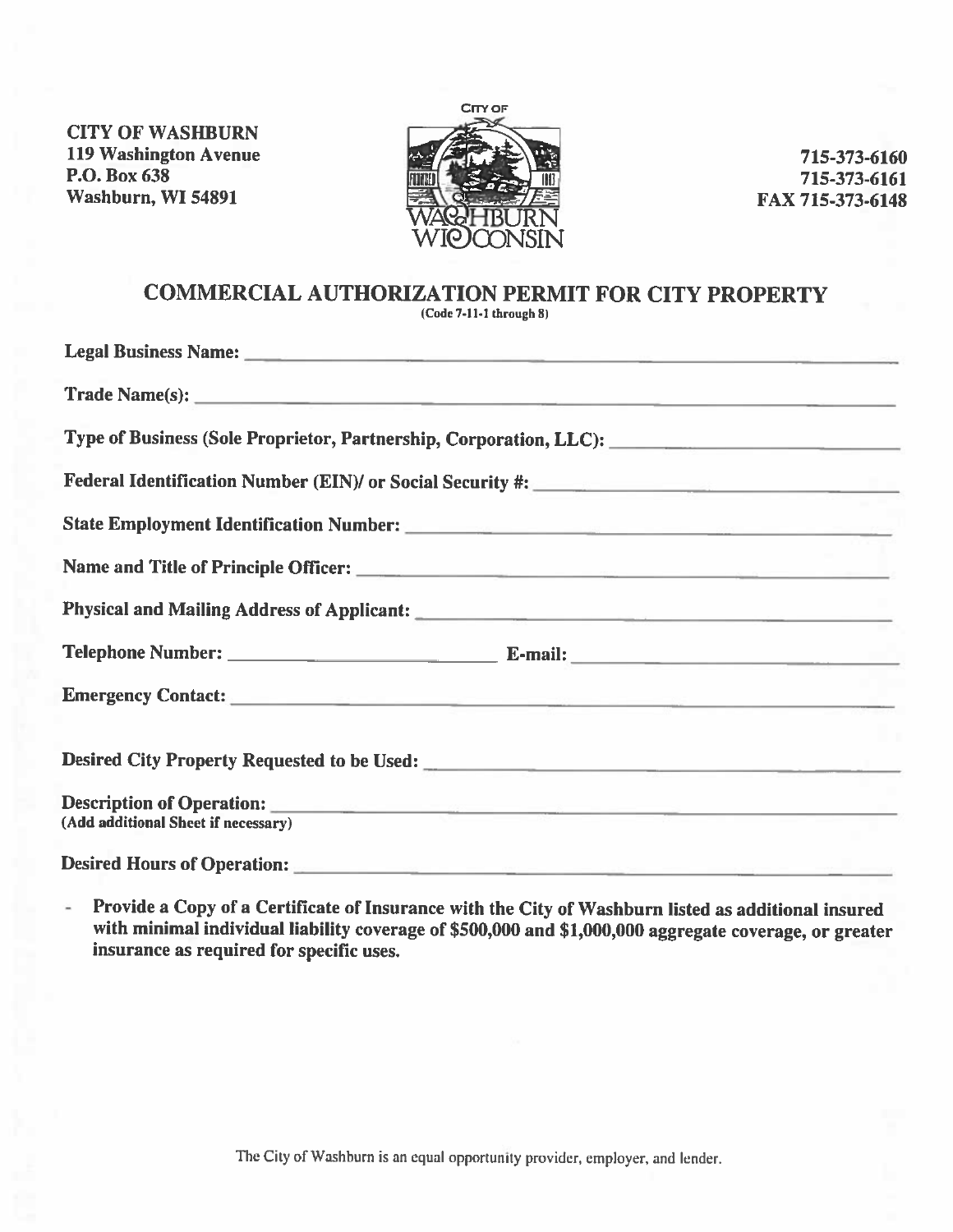CITY OF WASHBURN
119 Washington Avenue
P.O. Box 638
Washburn, WI 54891

715-373-6160
715-373-6161
FAX 715-373-6148

# COMMERCIAL AUTHORIZATION PERMIT FOR CITY PROPERTY

(Code 7-11-1 through 8)

**Legal Business Name:** ______________________________

**Trade Name(s):** ______________________________

**Type of Business (Sole Proprietor, Partnership, Corporation, LLC):** ______________________________

**Federal Identification Number (EIN)/ or Social Security #:** ______________________________

**State Employment Identification Number:** ______________________________

**Name and Title of Principle Officer:** ______________________________

**Physical and Mailing Address of Applicant:** ______________________________

**Telephone Number:** ______________________________ **E-mail:** ______________________________

**Emergency Contact:** ______________________________

**Desired City Property Requested to be Used:** ______________________________

**Description of Operation:** ______________________________
**(Add additional Sheet if necessary)**

**Desired Hours of Operation:** ______________________________

- **Provide a Copy of a Certificate of Insurance with the City of Washburn listed as additional insured with minimal individual liability coverage of $500,000 and $1,000,000 aggregate coverage, or greater insurance as required for specific uses.**

The City of Washburn is an equal opportunity provider, employer, and lender.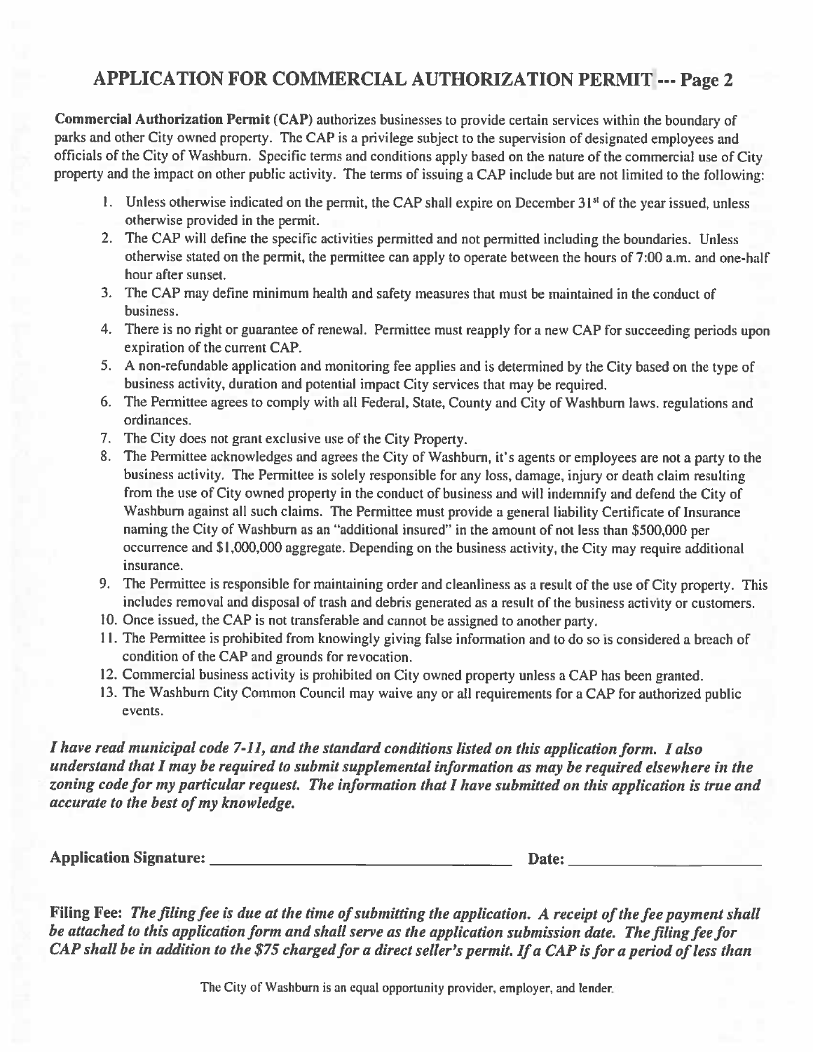# APPLICATION FOR COMMERCIAL AUTHORIZATION PERMIT --- Page 2

**Commercial Authorization Permit (CAP)** authorizes businesses to provide certain services within the boundary of parks and other City owned property. The CAP is a privilege subject to the supervision of designated employees and officials of the City of Washburn. Specific terms and conditions apply based on the nature of the commercial use of City property and the impact on other public activity. The terms of issuing a CAP include but are not limited to the following:

1. Unless otherwise indicated on the permit, the CAP shall expire on December 31st of the year issued, unless otherwise provided in the permit.
2. The CAP will define the specific activities permitted and not permitted including the boundaries. Unless otherwise stated on the permit, the permittee can apply to operate between the hours of 7:00 a.m. and one-half hour after sunset.
3. The CAP may define minimum health and safety measures that must be maintained in the conduct of business.
4. There is no right or guarantee of renewal. Permittee must reapply for a new CAP for succeeding periods upon expiration of the current CAP.
5. A non-refundable application and monitoring fee applies and is determined by the City based on the type of business activity, duration and potential impact City services that may be required.
6. The Permittee agrees to comply with all Federal, State, County and City of Washburn laws. regulations and ordinances.
7. The City does not grant exclusive use of the City Property.
8. The Permittee acknowledges and agrees the City of Washburn, it's agents or employees are not a party to the business activity. The Permittee is solely responsible for any loss, damage, injury or death claim resulting from the use of City owned property in the conduct of business and will indemnify and defend the City of Washburn against all such claims. The Permittee must provide a general liability Certificate of Insurance naming the City of Washburn as an "additional insured" in the amount of not less than $500,000 per occurrence and $1,000,000 aggregate. Depending on the business activity, the City may require additional insurance.
9. The Permittee is responsible for maintaining order and cleanliness as a result of the use of City property. This includes removal and disposal of trash and debris generated as a result of the business activity or customers.
10. Once issued, the CAP is not transferable and cannot be assigned to another party.
11. The Permittee is prohibited from knowingly giving false information and to do so is considered a breach of condition of the CAP and grounds for revocation.
12. Commercial business activity is prohibited on City owned property unless a CAP has been granted.
13. The Washburn City Common Council may waive any or all requirements for a CAP for authorized public events.

***I have read municipal code 7-11, and the standard conditions listed on this application form. I also understand that I may be required to submit supplemental information as may be required elsewhere in the zoning code for my particular request. The information that I have submitted on this application is true and accurate to the best of my knowledge.***

**Application Signature:** ______________________________ **Date:** ____________________

**Filing Fee:** ***The filing fee is due at the time of submitting the application. A receipt of the fee payment shall be attached to this application form and shall serve as the application submission date. The filing fee for CAP shall be in addition to the $75 charged for a direct seller's permit. If a CAP is for a period of less than***

The City of Washburn is an equal opportunity provider, employer, and lender.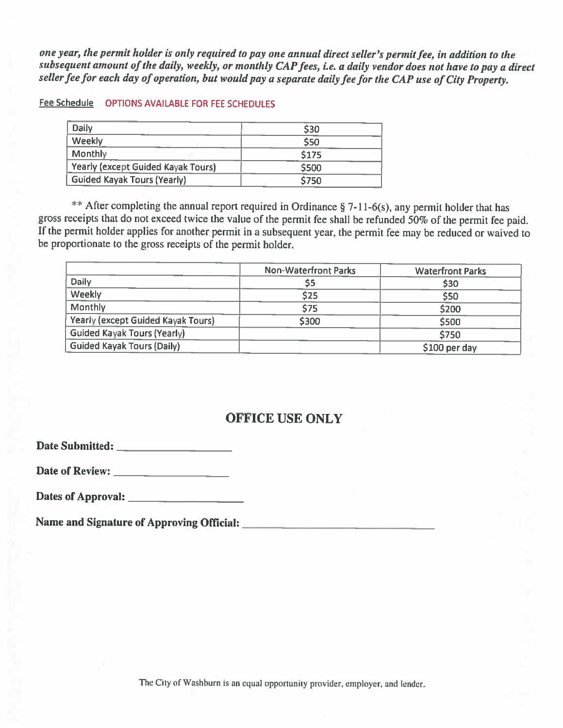***one year, the permit holder is only required to pay one annual direct seller's permit fee, in addition to the subsequent amount of the daily, weekly, or monthly CAP fees, i.e. a daily vendor does not have to pay a direct seller fee for each day of operation, but would pay a separate daily fee for the CAP use of City Property.***

Fee Schedule OPTIONS AVAILABLE FOR FEE SCHEDULES

| | |
|---|---|
| Daily | $30 |
| Weekly | $50 |
| Monthly | $175 |
| Yearly (except Guided Kayak Tours) | $500 |
| Guided Kayak Tours (Yearly) | $750 |

** After completing the annual report required in Ordinance § 7-11-6(s), any permit holder that has gross receipts that do not exceed twice the value of the permit fee shall be refunded 50% of the permit fee paid. If the permit holder applies for another permit in a subsequent year, the permit fee may be reduced or waived to be proportionate to the gross receipts of the permit holder.

| | Non-Waterfront Parks | Waterfront Parks |
|---|---|---|
| Daily | $5 | $30 |
| Weekly | $25 | $50 |
| Monthly | $75 | $200 |
| Yearly (except Guided Kayak Tours) | $300 | $500 |
| Guided Kayak Tours (Yearly) | | $750 |
| Guided Kayak Tours (Daily) | | $100 per day |

## OFFICE USE ONLY

**Date Submitted:** ____________________

**Date of Review:** ____________________

**Dates of Approval:** ____________________

**Name and Signature of Approving Official:** ________________________________

The City of Washburn is an equal opportunity provider, employer, and lender.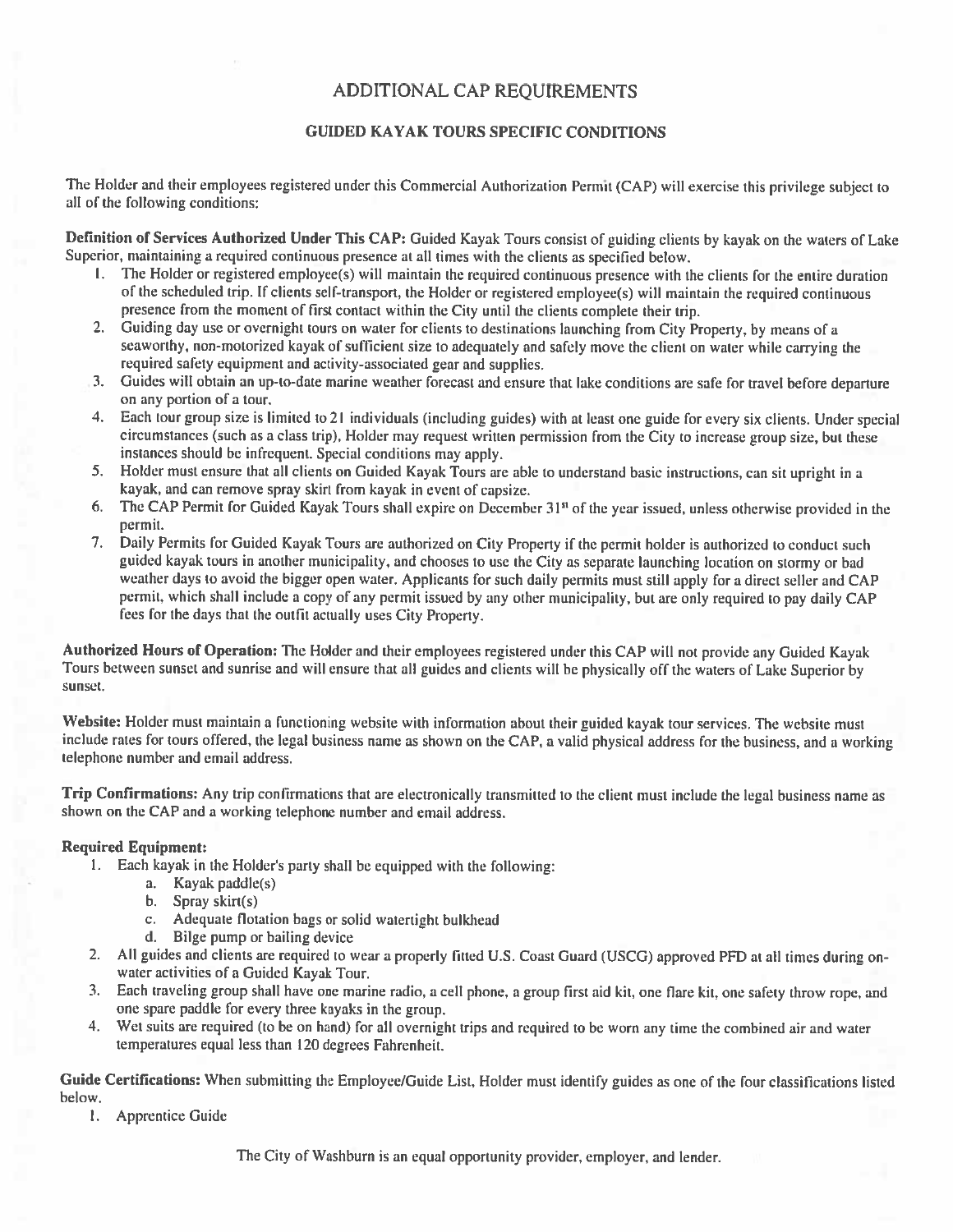# ADDITIONAL CAP REQUIREMENTS

## GUIDED KAYAK TOURS SPECIFIC CONDITIONS

The Holder and their employees registered under this Commercial Authorization Permit (CAP) will exercise this privilege subject to all of the following conditions:

**Definition of Services Authorized Under This CAP:** Guided Kayak Tours consist of guiding clients by kayak on the waters of Lake Superior, maintaining a required continuous presence at all times with the clients as specified below.

1. The Holder or registered employee(s) will maintain the required continuous presence with the clients for the entire duration of the scheduled trip. If clients self-transport, the Holder or registered employee(s) will maintain the required continuous presence from the moment of first contact within the City until the clients complete their trip.
2. Guiding day use or overnight tours on water for clients to destinations launching from City Property, by means of a seaworthy, non-motorized kayak of sufficient size to adequately and safely move the client on water while carrying the required safety equipment and activity-associated gear and supplies.
3. Guides will obtain an up-to-date marine weather forecast and ensure that lake conditions are safe for travel before departure on any portion of a tour.
4. Each tour group size is limited to 21 individuals (including guides) with at least one guide for every six clients. Under special circumstances (such as a class trip), Holder may request written permission from the City to increase group size, but these instances should be infrequent. Special conditions may apply.
5. Holder must ensure that all clients on Guided Kayak Tours are able to understand basic instructions, can sit upright in a kayak, and can remove spray skirt from kayak in event of capsize.
6. The CAP Permit for Guided Kayak Tours shall expire on December 31st of the year issued, unless otherwise provided in the permit.
7. Daily Permits for Guided Kayak Tours are authorized on City Property if the permit holder is authorized to conduct such guided kayak tours in another municipality, and chooses to use the City as separate launching location on stormy or bad weather days to avoid the bigger open water. Applicants for such daily permits must still apply for a direct seller and CAP permit, which shall include a copy of any permit issued by any other municipality, but are only required to pay daily CAP fees for the days that the outfit actually uses City Property.

**Authorized Hours of Operation:** The Holder and their employees registered under this CAP will not provide any Guided Kayak Tours between sunset and sunrise and will ensure that all guides and clients will be physically off the waters of Lake Superior by sunset.

**Website:** Holder must maintain a functioning website with information about their guided kayak tour services. The website must include rates for tours offered, the legal business name as shown on the CAP, a valid physical address for the business, and a working telephone number and email address.

**Trip Confirmations:** Any trip confirmations that are electronically transmitted to the client must include the legal business name as shown on the CAP and a working telephone number and email address.

**Required Equipment:**

1. Each kayak in the Holder's party shall be equipped with the following:
   a. Kayak paddle(s)
   b. Spray skirt(s)
   c. Adequate flotation bags or solid watertight bulkhead
   d. Bilge pump or bailing device
2. All guides and clients are required to wear a properly fitted U.S. Coast Guard (USCG) approved PFD at all times during on-water activities of a Guided Kayak Tour.
3. Each traveling group shall have one marine radio, a cell phone, a group first aid kit, one flare kit, one safety throw rope, and one spare paddle for every three kayaks in the group.
4. Wet suits are required (to be on hand) for all overnight trips and required to be worn any time the combined air and water temperatures equal less than 120 degrees Fahrenheit.

**Guide Certifications:** When submitting the Employee/Guide List, Holder must identify guides as one of the four classifications listed below.

1. Apprentice Guide

The City of Washburn is an equal opportunity provider, employer, and lender.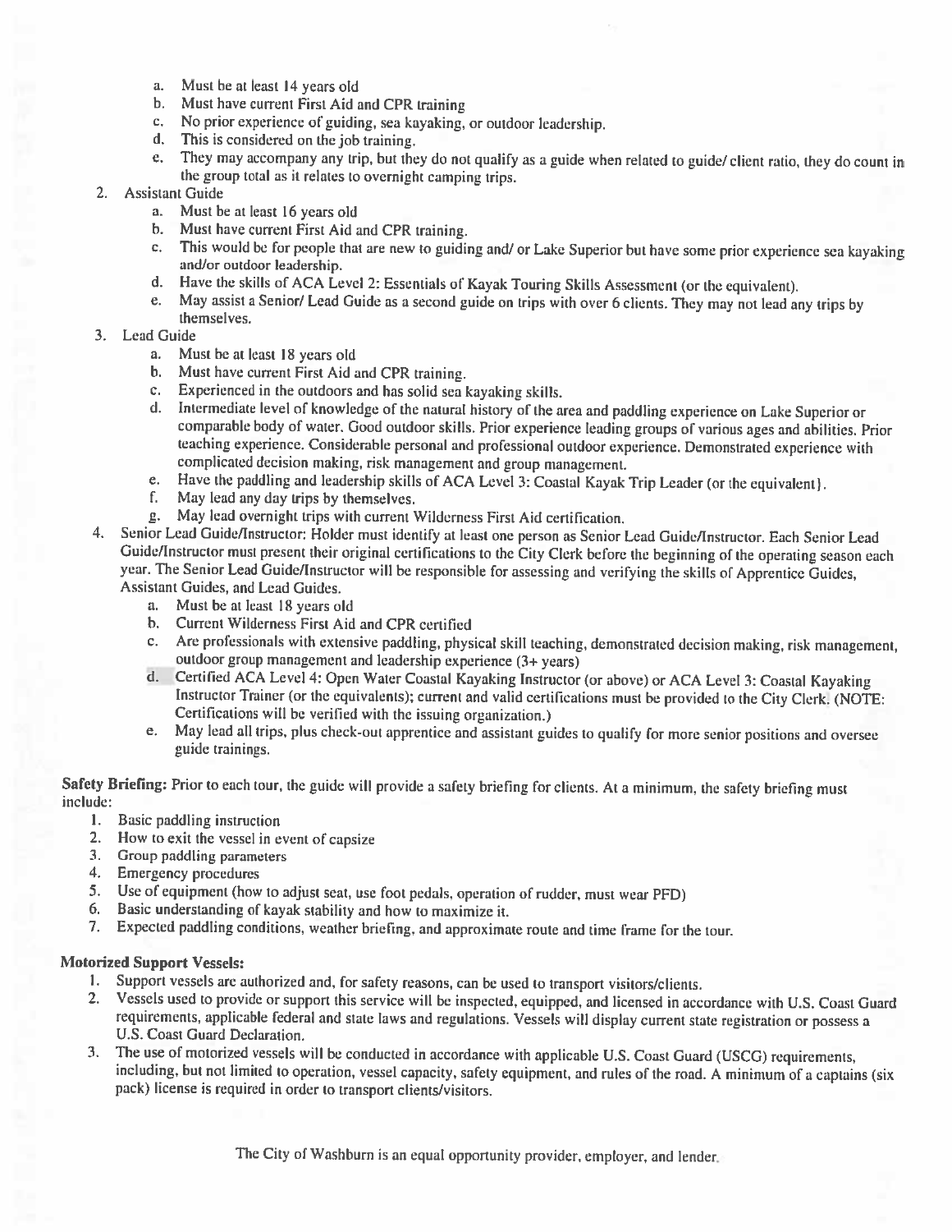a. Must be at least 14 years old
   b. Must have current First Aid and CPR training
   c. No prior experience of guiding, sea kayaking, or outdoor leadership.
   d. This is considered on the job training.
   e. They may accompany any trip, but they do not qualify as a guide when related to guide/ client ratio, they do count in the group total as it relates to overnight camping trips.
2. Assistant Guide
   a. Must be at least 16 years old
   b. Must have current First Aid and CPR training.
   c. This would be for people that are new to guiding and/ or Lake Superior but have some prior experience sea kayaking and/or outdoor leadership.
   d. Have the skills of ACA Level 2: Essentials of Kayak Touring Skills Assessment (or the equivalent).
   e. May assist a Senior/ Lead Guide as a second guide on trips with over 6 clients. They may not lead any trips by themselves.
3. Lead Guide
   a. Must be at least 18 years old
   b. Must have current First Aid and CPR training.
   c. Experienced in the outdoors and has solid sea kayaking skills.
   d. Intermediate level of knowledge of the natural history of the area and paddling experience on Lake Superior or comparable body of water. Good outdoor skills. Prior experience leading groups of various ages and abilities. Prior teaching experience. Considerable personal and professional outdoor experience. Demonstrated experience with complicated decision making, risk management and group management.
   e. Have the paddling and leadership skills of ACA Level 3: Coastal Kayak Trip Leader (or the equivalent).
   f. May lead any day trips by themselves.
   g. May lead overnight trips with current Wilderness First Aid certification.
4. Senior Lead Guide/Instructor: Holder must identify at least one person as Senior Lead Guide/Instructor. Each Senior Lead Guide/Instructor must present their original certifications to the City Clerk before the beginning of the operating season each year. The Senior Lead Guide/Instructor will be responsible for assessing and verifying the skills of Apprentice Guides, Assistant Guides, and Lead Guides.
   a. Must be at least 18 years old
   b. Current Wilderness First Aid and CPR certified
   c. Are professionals with extensive paddling, physical skill teaching, demonstrated decision making, risk management, outdoor group management and leadership experience (3+ years)
   d. Certified ACA Level 4: Open Water Coastal Kayaking Instructor (or above) or ACA Level 3: Coastal Kayaking Instructor Trainer (or the equivalents); current and valid certifications must be provided to the City Clerk. (NOTE: Certifications will be verified with the issuing organization.)
   e. May lead all trips, plus check-out apprentice and assistant guides to qualify for more senior positions and oversee guide trainings.

**Safety Briefing:** Prior to each tour, the guide will provide a safety briefing for clients. At a minimum, the safety briefing must include:

1. Basic paddling instruction
2. How to exit the vessel in event of capsize
3. Group paddling parameters
4. Emergency procedures
5. Use of equipment (how to adjust seat, use foot pedals, operation of rudder, must wear PFD)
6. Basic understanding of kayak stability and how to maximize it.
7. Expected paddling conditions, weather briefing, and approximate route and time frame for the tour.

**Motorized Support Vessels:**

1. Support vessels are authorized and, for safety reasons, can be used to transport visitors/clients.
2. Vessels used to provide or support this service will be inspected, equipped, and licensed in accordance with U.S. Coast Guard requirements, applicable federal and state laws and regulations. Vessels will display current state registration or possess a U.S. Coast Guard Declaration.
3. The use of motorized vessels will be conducted in accordance with applicable U.S. Coast Guard (USCG) requirements, including, but not limited to operation, vessel capacity, safety equipment, and rules of the road. A minimum of a captains (six pack) license is required in order to transport clients/visitors.

The City of Washburn is an equal opportunity provider, employer, and lender.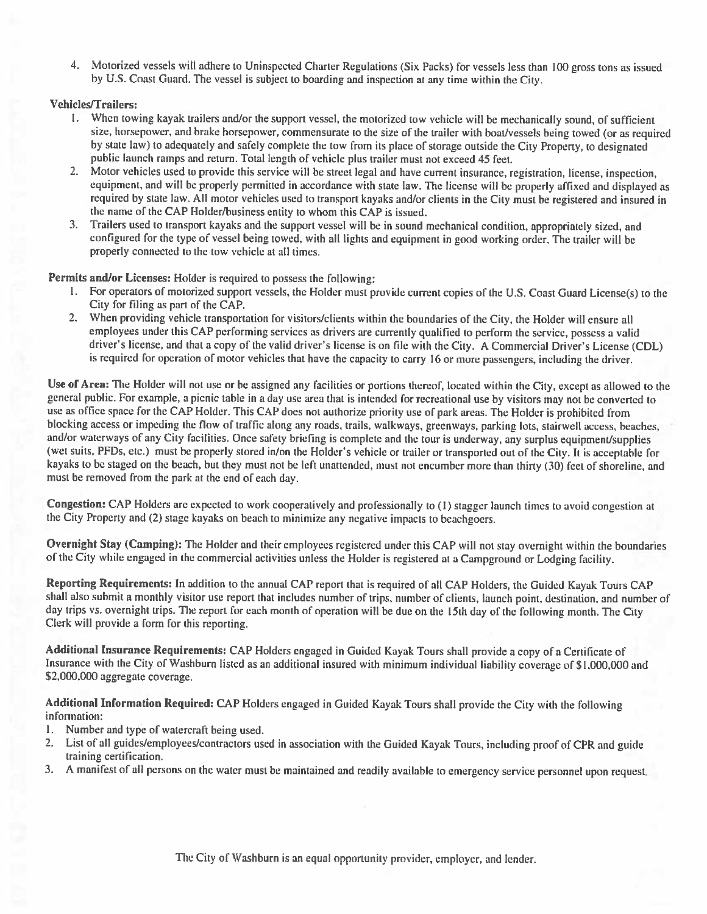4. Motorized vessels will adhere to Uninspected Charter Regulations (Six Packs) for vessels less than 100 gross tons as issued by U.S. Coast Guard. The vessel is subject to boarding and inspection at any time within the City.

**Vehicles/Trailers:**

1. When towing kayak trailers and/or the support vessel, the motorized tow vehicle will be mechanically sound, of sufficient size, horsepower, and brake horsepower, commensurate to the size of the trailer with boat/vessels being towed (or as required by state law) to adequately and safely complete the tow from its place of storage outside the City Property, to designated public launch ramps and return. Total length of vehicle plus trailer must not exceed 45 feet.
2. Motor vehicles used to provide this service will be street legal and have current insurance, registration, license, inspection, equipment, and will be properly permitted in accordance with state law. The license will be properly affixed and displayed as required by state law. All motor vehicles used to transport kayaks and/or clients in the City must be registered and insured in the name of the CAP Holder/business entity to whom this CAP is issued.
3. Trailers used to transport kayaks and the support vessel will be in sound mechanical condition, appropriately sized, and configured for the type of vessel being towed, with all lights and equipment in good working order. The trailer will be properly connected to the tow vehicle at all times.

**Permits and/or Licenses:** Holder is required to possess the following:

1. For operators of motorized support vessels, the Holder must provide current copies of the U.S. Coast Guard License(s) to the City for filing as part of the CAP.
2. When providing vehicle transportation for visitors/clients within the boundaries of the City, the Holder will ensure all employees under this CAP performing services as drivers are currently qualified to perform the service, possess a valid driver's license, and that a copy of the valid driver's license is on file with the City. A Commercial Driver's License (CDL) is required for operation of motor vehicles that have the capacity to carry 16 or more passengers, including the driver.

**Use of Area:** The Holder will not use or be assigned any facilities or portions thereof, located within the City, except as allowed to the general public. For example, a picnic table in a day use area that is intended for recreational use by visitors may not be converted to use as office space for the CAP Holder. This CAP does not authorize priority use of park areas. The Holder is prohibited from blocking access or impeding the flow of traffic along any roads, trails, walkways, greenways, parking lots, stairwell access, beaches, and/or waterways of any City facilities. Once safety briefing is complete and the tour is underway, any surplus equipment/supplies (wet suits, PFDs, etc.) must be properly stored in/on the Holder's vehicle or trailer or transported out of the City. It is acceptable for kayaks to be staged on the beach, but they must not be left unattended, must not encumber more than thirty (30) feet of shoreline, and must be removed from the park at the end of each day.

**Congestion:** CAP Holders are expected to work cooperatively and professionally to (1) stagger launch times to avoid congestion at the City Property and (2) stage kayaks on beach to minimize any negative impacts to beachgoers.

**Overnight Stay (Camping):** The Holder and their employees registered under this CAP will not stay overnight within the boundaries of the City while engaged in the commercial activities unless the Holder is registered at a Campground or Lodging facility.

**Reporting Requirements:** In addition to the annual CAP report that is required of all CAP Holders, the Guided Kayak Tours CAP shall also submit a monthly visitor use report that includes number of trips, number of clients, launch point, destination, and number of day trips vs. overnight trips. The report for each month of operation will be due on the 15th day of the following month. The City Clerk will provide a form for this reporting.

**Additional Insurance Requirements:** CAP Holders engaged in Guided Kayak Tours shall provide a copy of a Certificate of Insurance with the City of Washburn listed as an additional insured with minimum individual liability coverage of $1,000,000 and $2,000,000 aggregate coverage.

**Additional Information Required:** CAP Holders engaged in Guided Kayak Tours shall provide the City with the following information:

1. Number and type of watercraft being used.
2. List of all guides/employees/contractors used in association with the Guided Kayak Tours, including proof of CPR and guide training certification.
3. A manifest of all persons on the water must be maintained and readily available to emergency service personnel upon request.

The City of Washburn is an equal opportunity provider, employer, and lender.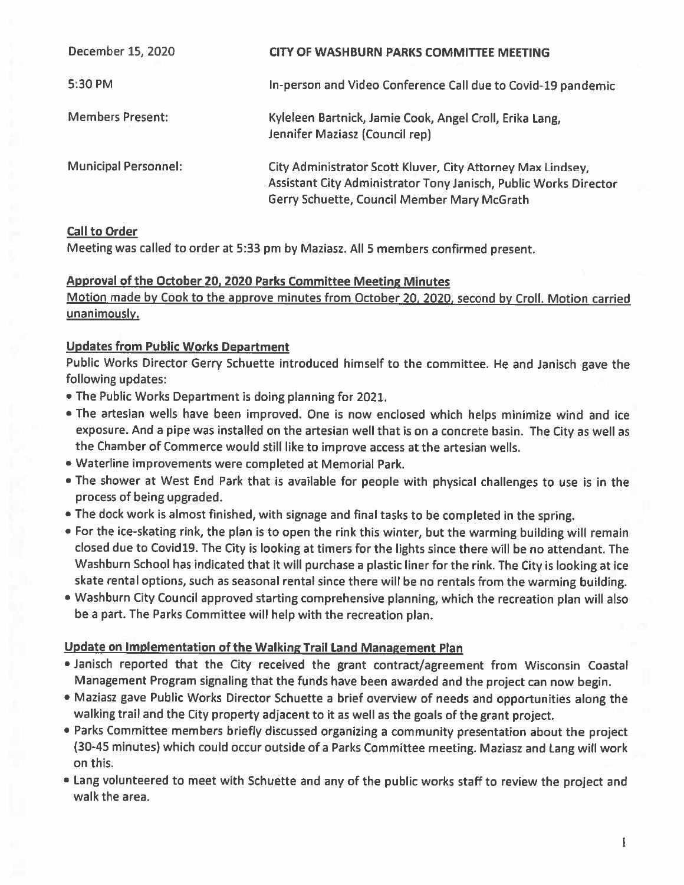| | |
|---|---|
| December 15, 2020 | **CITY OF WASHBURN PARKS COMMITTEE MEETING** |
| 5:30 PM | In-person and Video Conference Call due to Covid-19 pandemic |
| Members Present: | Kyleleen Bartnick, Jamie Cook, Angel Croll, Erika Lang, Jennifer Maziasz (Council rep) |
| Municipal Personnel: | City Administrator Scott Kluver, City Attorney Max Lindsey, Assistant City Administrator Tony Janisch, Public Works Director Gerry Schuette, Council Member Mary McGrath |

**Call to Order**

Meeting was called to order at 5:33 pm by Maziasz. All 5 members confirmed present.

**Approval of the October 20, 2020 Parks Committee Meeting Minutes**

Motion made by Cook to the approve minutes from October 20, 2020, second by Croll. Motion carried unanimously.

**Updates from Public Works Department**

Public Works Director Gerry Schuette introduced himself to the committee. He and Janisch gave the following updates:

- The Public Works Department is doing planning for 2021.
- The artesian wells have been improved. One is now enclosed which helps minimize wind and ice exposure. And a pipe was installed on the artesian well that is on a concrete basin. The City as well as the Chamber of Commerce would still like to improve access at the artesian wells.
- Waterline improvements were completed at Memorial Park.
- The shower at West End Park that is available for people with physical challenges to use is in the process of being upgraded.
- The dock work is almost finished, with signage and final tasks to be completed in the spring.
- For the ice-skating rink, the plan is to open the rink this winter, but the warming building will remain closed due to Covid19. The City is looking at timers for the lights since there will be no attendant. The Washburn School has indicated that it will purchase a plastic liner for the rink. The City is looking at ice skate rental options, such as seasonal rental since there will be no rentals from the warming building.
- Washburn City Council approved starting comprehensive planning, which the recreation plan will also be a part. The Parks Committee will help with the recreation plan.

**Update on Implementation of the Walking Trail Land Management Plan**

- Janisch reported that the City received the grant contract/agreement from Wisconsin Coastal Management Program signaling that the funds have been awarded and the project can now begin.
- Maziasz gave Public Works Director Schuette a brief overview of needs and opportunities along the walking trail and the City property adjacent to it as well as the goals of the grant project.
- Parks Committee members briefly discussed organizing a community presentation about the project (30-45 minutes) which could occur outside of a Parks Committee meeting. Maziasz and Lang will work on this.
- Lang volunteered to meet with Schuette and any of the public works staff to review the project and walk the area.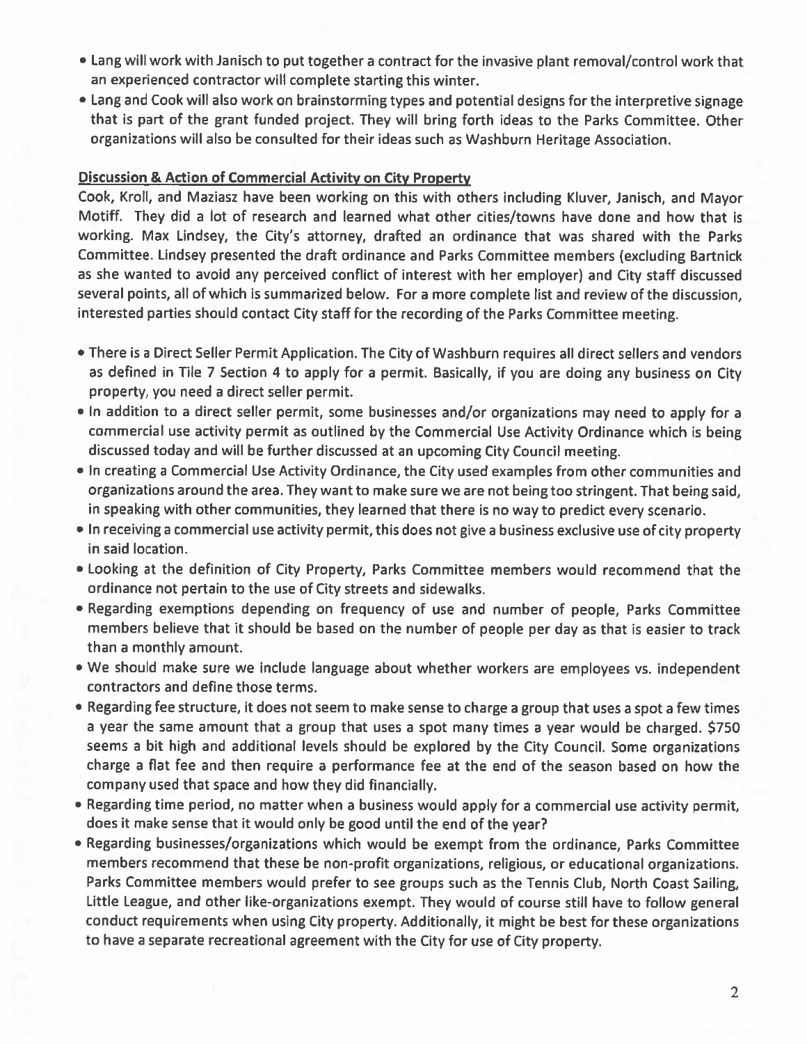- Lang will work with Janisch to put together a contract for the invasive plant removal/control work that an experienced contractor will complete starting this winter.
- Lang and Cook will also work on brainstorming types and potential designs for the interpretive signage that is part of the grant funded project. They will bring forth ideas to the Parks Committee. Other organizations will also be consulted for their ideas such as Washburn Heritage Association.

**Discussion & Action of Commercial Activity on City Property**

Cook, Kroll, and Maziasz have been working on this with others including Kluver, Janisch, and Mayor Motiff. They did a lot of research and learned what other cities/towns have done and how that is working. Max Lindsey, the City's attorney, drafted an ordinance that was shared with the Parks Committee. Lindsey presented the draft ordinance and Parks Committee members (excluding Bartnick as she wanted to avoid any perceived conflict of interest with her employer) and City staff discussed several points, all of which is summarized below. For a more complete list and review of the discussion, interested parties should contact City staff for the recording of the Parks Committee meeting.

- There is a Direct Seller Permit Application. The City of Washburn requires all direct sellers and vendors as defined in Tile 7 Section 4 to apply for a permit. Basically, if you are doing any business on City property, you need a direct seller permit.
- In addition to a direct seller permit, some businesses and/or organizations may need to apply for a commercial use activity permit as outlined by the Commercial Use Activity Ordinance which is being discussed today and will be further discussed at an upcoming City Council meeting.
- In creating a Commercial Use Activity Ordinance, the City used examples from other communities and organizations around the area. They want to make sure we are not being too stringent. That being said, in speaking with other communities, they learned that there is no way to predict every scenario.
- In receiving a commercial use activity permit, this does not give a business exclusive use of city property in said location.
- Looking at the definition of City Property, Parks Committee members would recommend that the ordinance not pertain to the use of City streets and sidewalks.
- Regarding exemptions depending on frequency of use and number of people, Parks Committee members believe that it should be based on the number of people per day as that is easier to track than a monthly amount.
- We should make sure we include language about whether workers are employees vs. independent contractors and define those terms.
- Regarding fee structure, it does not seem to make sense to charge a group that uses a spot a few times a year the same amount that a group that uses a spot many times a year would be charged. $750 seems a bit high and additional levels should be explored by the City Council. Some organizations charge a flat fee and then require a performance fee at the end of the season based on how the company used that space and how they did financially.
- Regarding time period, no matter when a business would apply for a commercial use activity permit, does it make sense that it would only be good until the end of the year?
- Regarding businesses/organizations which would be exempt from the ordinance, Parks Committee members recommend that these be non-profit organizations, religious, or educational organizations. Parks Committee members would prefer to see groups such as the Tennis Club, North Coast Sailing, Little League, and other like-organizations exempt. They would of course still have to follow general conduct requirements when using City property. Additionally, it might be best for these organizations to have a separate recreational agreement with the City for use of City property.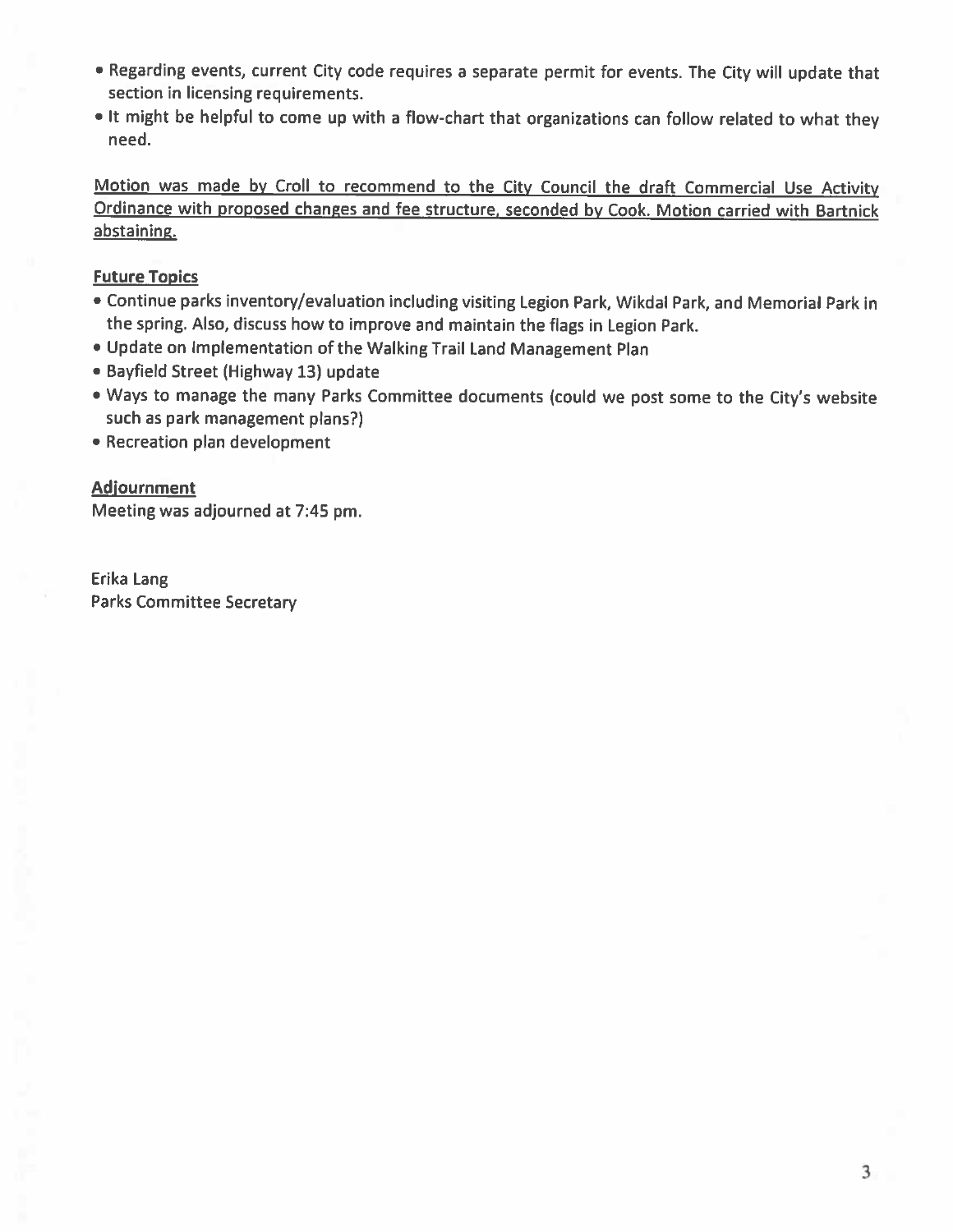- Regarding events, current City code requires a separate permit for events. The City will update that section in licensing requirements.
- It might be helpful to come up with a flow-chart that organizations can follow related to what they need.

<u>Motion was made by Croll to recommend to the City Council the draft Commercial Use Activity Ordinance with proposed changes and fee structure, seconded by Cook. Motion carried with Bartnick abstaining.</u>

**<u>Future Topics</u>**

- Continue parks inventory/evaluation including visiting Legion Park, Wikdal Park, and Memorial Park in the spring. Also, discuss how to improve and maintain the flags in Legion Park.
- Update on Implementation of the Walking Trail Land Management Plan
- Bayfield Street (Highway 13) update
- Ways to manage the many Parks Committee documents (could we post some to the City's website such as park management plans?)
- Recreation plan development

**<u>Adjournment</u>**

Meeting was adjourned at 7:45 pm.

Erika Lang
Parks Committee Secretary